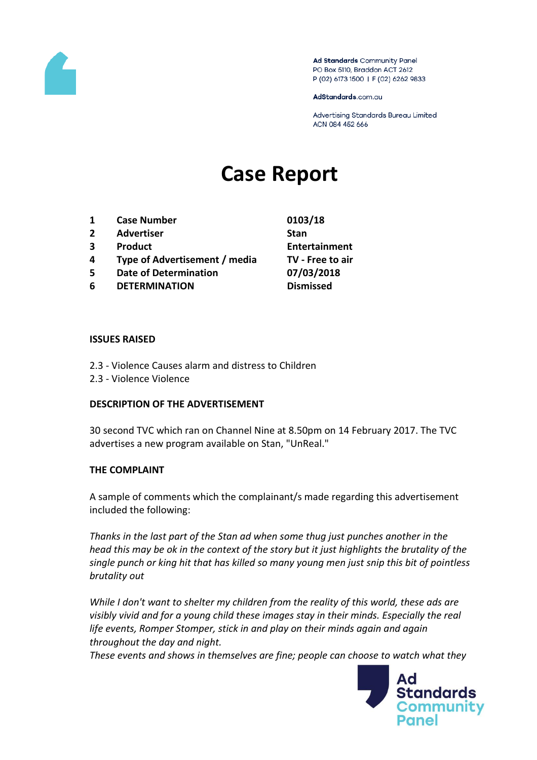Ad Standards Community Panel
PO Box 5110, Braddon ACT 2612
P (02) 6173 1500 | F (02) 6262 9833

AdStandards.com.au

Advertising Standards Bureau Limited
ACN 084 452 666

# Case Report

| | | |
|---|---|---|
| 1 | **Case Number** | **0103/18** |
| 2 | **Advertiser** | **Stan** |
| 3 | **Product** | **Entertainment** |
| 4 | **Type of Advertisement / media** | **TV - Free to air** |
| 5 | **Date of Determination** | **07/03/2018** |
| 6 | **DETERMINATION** | **Dismissed** |

**ISSUES RAISED**

2.3 - Violence Causes alarm and distress to Children
2.3 - Violence Violence

**DESCRIPTION OF THE ADVERTISEMENT**

30 second TVC which ran on Channel Nine at 8.50pm on 14 February 2017. The TVC advertises a new program available on Stan, "UnReal."

**THE COMPLAINT**

A sample of comments which the complainant/s made regarding this advertisement included the following:

*Thanks in the last part of the Stan ad when some thug just punches another in the head this may be ok in the context of the story but it just highlights the brutality of the single punch or king hit that has killed so many young men just snip this bit of pointless brutality out*

*While I don't want to shelter my children from the reality of this world, these ads are visibly vivid and for a young child these images stay in their minds. Especially the real life events, Romper Stomper, stick in and play on their minds again and again throughout the day and night.*
*These events and shows in themselves are fine; people can choose to watch what they*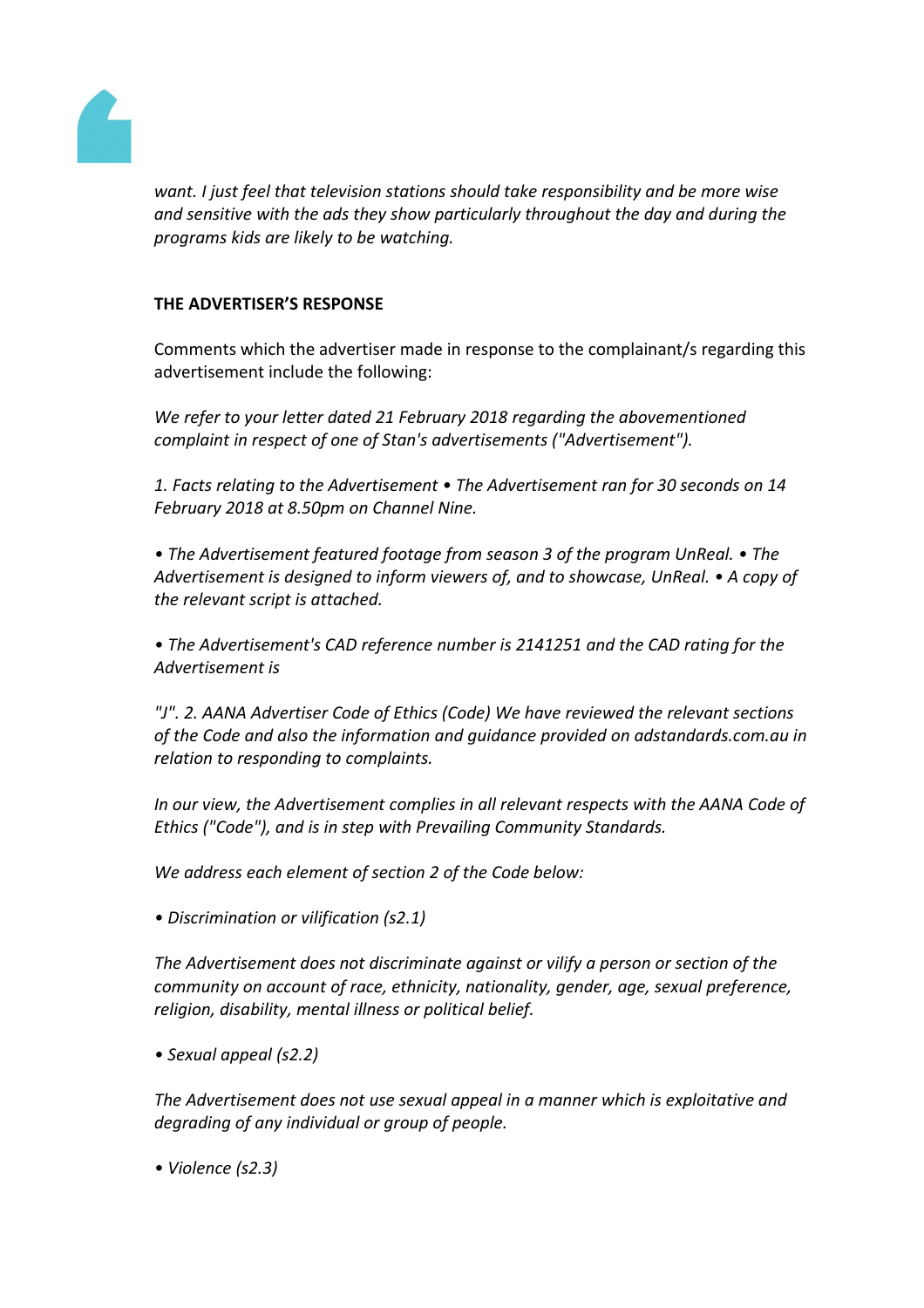*want. I just feel that television stations should take responsibility and be more wise and sensitive with the ads they show particularly throughout the day and during the programs kids are likely to be watching.*

**THE ADVERTISER'S RESPONSE**

Comments which the advertiser made in response to the complainant/s regarding this advertisement include the following:

*We refer to your letter dated 21 February 2018 regarding the abovementioned complaint in respect of one of Stan's advertisements ("Advertisement").*

*1. Facts relating to the Advertisement • The Advertisement ran for 30 seconds on 14 February 2018 at 8.50pm on Channel Nine.*

*• The Advertisement featured footage from season 3 of the program UnReal. • The Advertisement is designed to inform viewers of, and to showcase, UnReal. • A copy of the relevant script is attached.*

*• The Advertisement's CAD reference number is 2141251 and the CAD rating for the Advertisement is*

*"J". 2. AANA Advertiser Code of Ethics (Code) We have reviewed the relevant sections of the Code and also the information and guidance provided on adstandards.com.au in relation to responding to complaints.*

*In our view, the Advertisement complies in all relevant respects with the AANA Code of Ethics ("Code"), and is in step with Prevailing Community Standards.*

*We address each element of section 2 of the Code below:*

*• Discrimination or vilification (s2.1)*

*The Advertisement does not discriminate against or vilify a person or section of the community on account of race, ethnicity, nationality, gender, age, sexual preference, religion, disability, mental illness or political belief.*

*• Sexual appeal (s2.2)*

*The Advertisement does not use sexual appeal in a manner which is exploitative and degrading of any individual or group of people.*

*• Violence (s2.3)*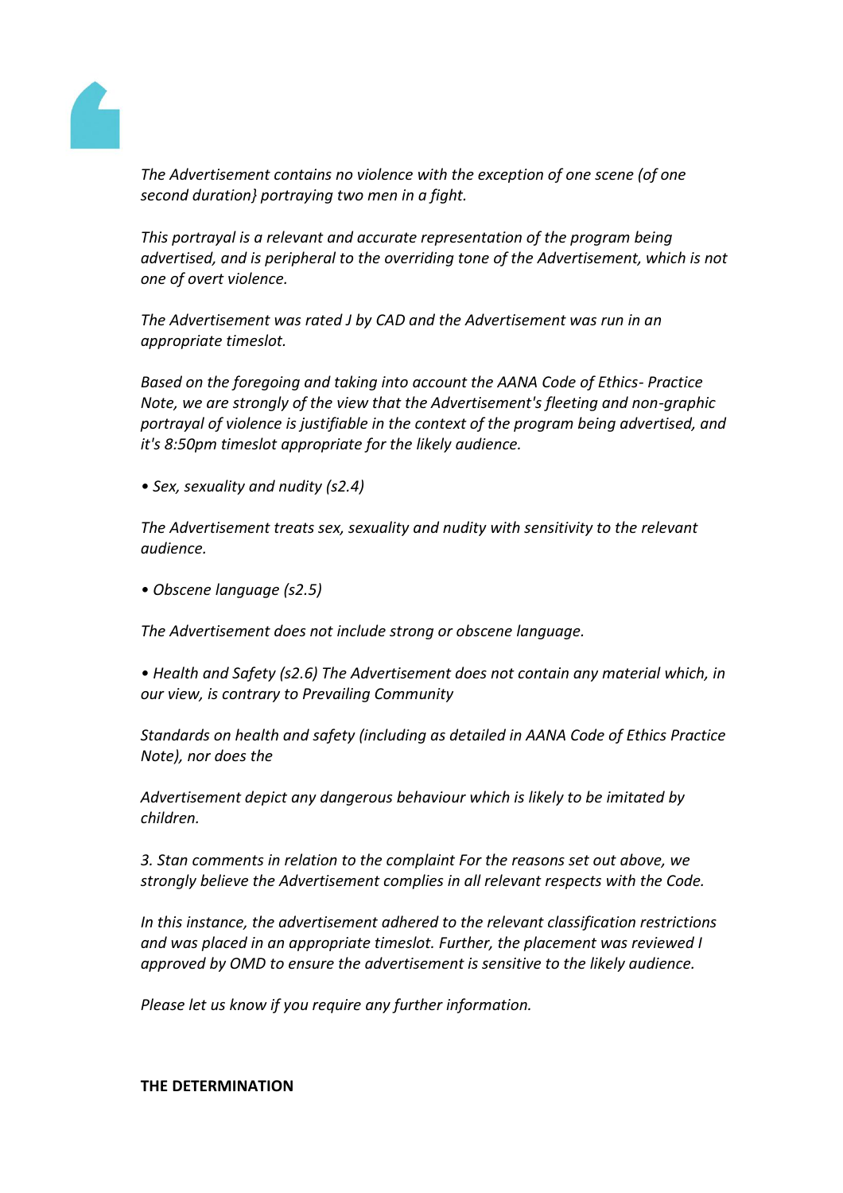*The Advertisement contains no violence with the exception of one scene (of one second duration} portraying two men in a fight.*

*This portrayal is a relevant and accurate representation of the program being advertised, and is peripheral to the overriding tone of the Advertisement, which is not one of overt violence.*

*The Advertisement was rated J by CAD and the Advertisement was run in an appropriate timeslot.*

*Based on the foregoing and taking into account the AANA Code of Ethics- Practice Note, we are strongly of the view that the Advertisement's fleeting and non-graphic portrayal of violence is justifiable in the context of the program being advertised, and it's 8:50pm timeslot appropriate for the likely audience.*

*• Sex, sexuality and nudity (s2.4)*

*The Advertisement treats sex, sexuality and nudity with sensitivity to the relevant audience.*

*• Obscene language (s2.5)*

*The Advertisement does not include strong or obscene language.*

*• Health and Safety (s2.6) The Advertisement does not contain any material which, in our view, is contrary to Prevailing Community*

*Standards on health and safety (including as detailed in AANA Code of Ethics Practice Note), nor does the*

*Advertisement depict any dangerous behaviour which is likely to be imitated by children.*

*3. Stan comments in relation to the complaint For the reasons set out above, we strongly believe the Advertisement complies in all relevant respects with the Code.*

*In this instance, the advertisement adhered to the relevant classification restrictions and was placed in an appropriate timeslot. Further, the placement was reviewed I approved by OMD to ensure the advertisement is sensitive to the likely audience.*

*Please let us know if you require any further information.*

**THE DETERMINATION**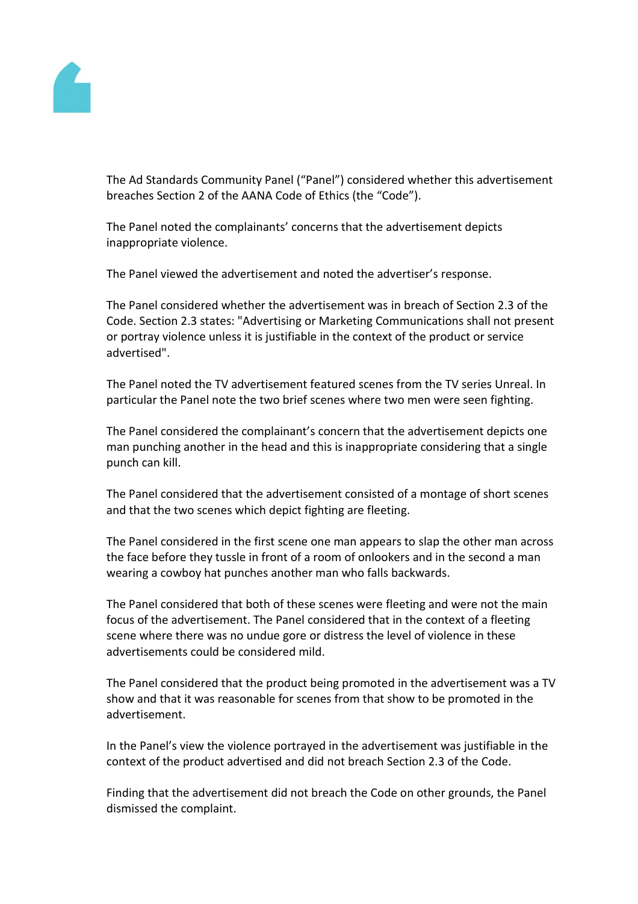The Ad Standards Community Panel ("Panel") considered whether this advertisement breaches Section 2 of the AANA Code of Ethics (the "Code").

The Panel noted the complainants' concerns that the advertisement depicts inappropriate violence.

The Panel viewed the advertisement and noted the advertiser's response.

The Panel considered whether the advertisement was in breach of Section 2.3 of the Code. Section 2.3 states: "Advertising or Marketing Communications shall not present or portray violence unless it is justifiable in the context of the product or service advertised".

The Panel noted the TV advertisement featured scenes from the TV series Unreal. In particular the Panel note the two brief scenes where two men were seen fighting.

The Panel considered the complainant's concern that the advertisement depicts one man punching another in the head and this is inappropriate considering that a single punch can kill.

The Panel considered that the advertisement consisted of a montage of short scenes and that the two scenes which depict fighting are fleeting.

The Panel considered in the first scene one man appears to slap the other man across the face before they tussle in front of a room of onlookers and in the second a man wearing a cowboy hat punches another man who falls backwards.

The Panel considered that both of these scenes were fleeting and were not the main focus of the advertisement. The Panel considered that in the context of a fleeting scene where there was no undue gore or distress the level of violence in these advertisements could be considered mild.

The Panel considered that the product being promoted in the advertisement was a TV show and that it was reasonable for scenes from that show to be promoted in the advertisement.

In the Panel's view the violence portrayed in the advertisement was justifiable in the context of the product advertised and did not breach Section 2.3 of the Code.

Finding that the advertisement did not breach the Code on other grounds, the Panel dismissed the complaint.